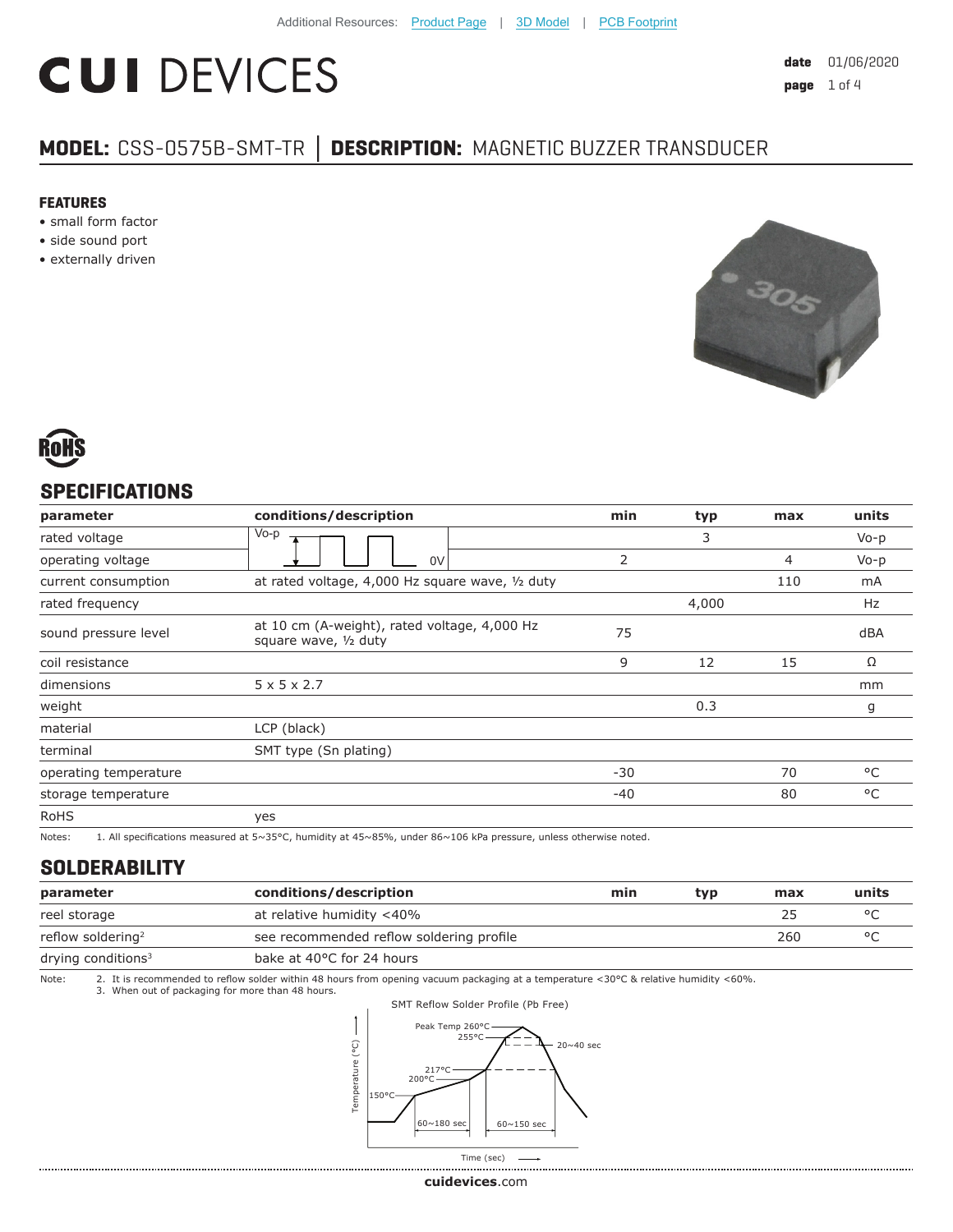Additional Resources: Product Page | 3D Model | PCB Footprint

# CUI DEVICES

date 01/06/2020

## MODEL: CSS-0575B-SMT-TR │ DESCRIPTION: MAGNETIC BUZZER TRANSDUCER

### FEATURES

- small form factor
- side sound port
- externally driven

RoHS

## SPECIFICATIONS

| parameter | conditions/description | min | typ | max | units |
|---|---|---|---|---|---|
| rated voltage | Vo-p (square wave, 0V) | | 3 | | Vo-p |
| operating voltage | | 2 | | 4 | Vo-p |
| current consumption | at rated voltage, 4,000 Hz square wave, ½ duty | | | 110 | mA |
| rated frequency | | | 4,000 | | Hz |
| sound pressure level | at 10 cm (A-weight), rated voltage, 4,000 Hz square wave, ½ duty | 75 | | | dBA |
| coil resistance | | 9 | 12 | 15 | Ω |
| dimensions | 5 x 5 x 2.7 | | | | mm |
| weight | | | 0.3 | | g |
| material | LCP (black) | | | | |
| terminal | SMT type (Sn plating) | | | | |
| operating temperature | | -30 | | 70 | °C |
| storage temperature | | -40 | | 80 | °C |
| RoHS | yes | | | | |

Notes: 1. All specifications measured at 5~35°C, humidity at 45~85%, under 86~106 kPa pressure, unless otherwise noted.

## SOLDERABILITY

| parameter | conditions/description | min | typ | max | units |
|---|---|---|---|---|---|
| reel storage | at relative humidity <40% | | | 25 | °C |
| reflow soldering[2] | see recommended reflow soldering profile | | | 260 | °C |
| drying conditions[3] | bake at 40°C for 24 hours | | | | |

Note: 2. It is recommended to reflow solder within 48 hours from opening vacuum packaging at a temperature <30°C & relative humidity <60%.
3. When out of packaging for more than 48 hours.

SMT Reflow Solder Profile (Pb Free)

Peak Temp 260°C; 255°C; 20~40 sec; 217°C; 200°C; 150°C; 60~180 sec; 60~150 sec; Temperature (°C); Time (sec)

cuidevices.com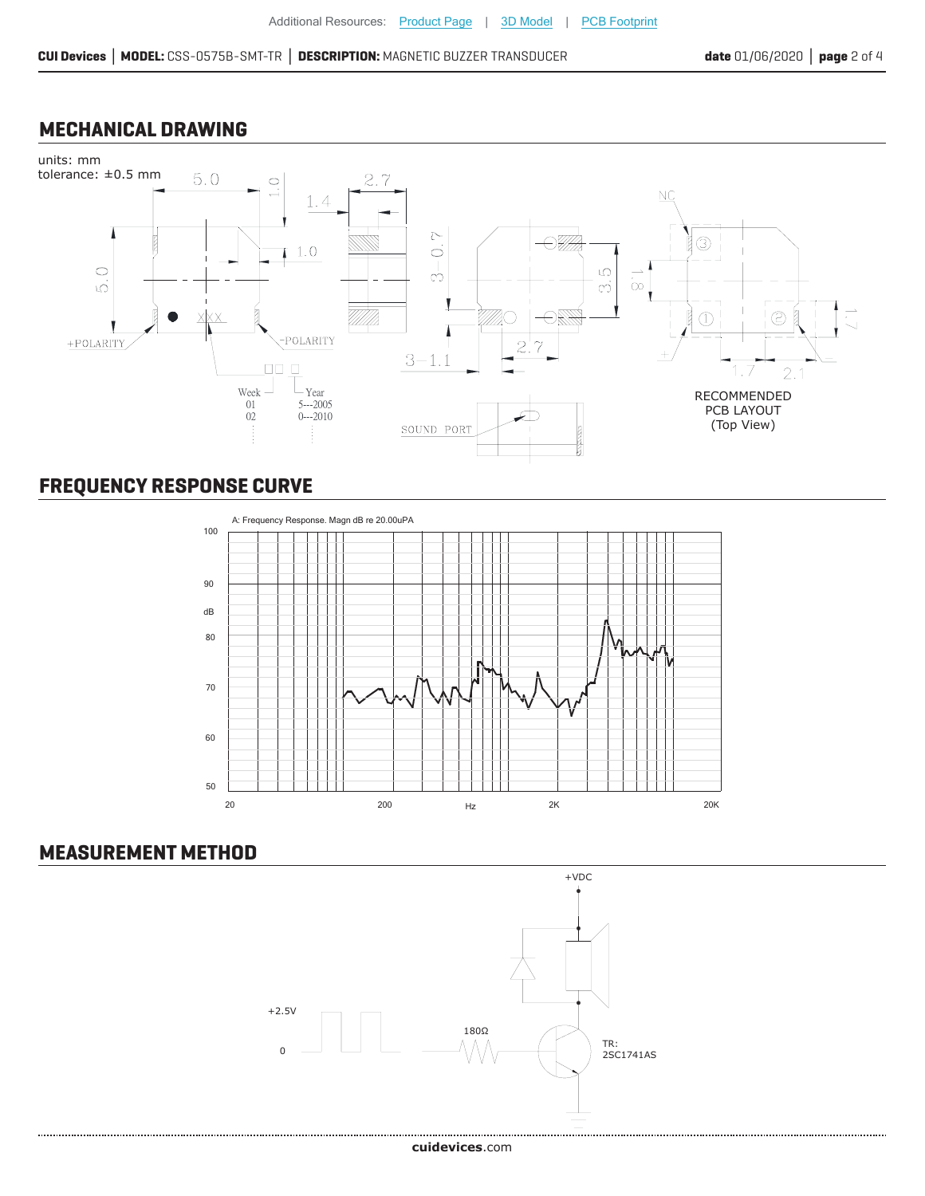## MECHANICAL DRAWING

units: mm
tolerance: ±0.5 mm

5.0
1.0
2.7
1.4
1.0
5.0
3—0.7
3.5
1.8
NC
+POLARITY
-POLARITY
XXX
2.7
3—1.1
1.7
2.1
1.7

Week
01
02

Year
5---2005
0---2010

SOUND PORT

RECOMMENDED
PCB LAYOUT
(Top View)

## FREQUENCY RESPONSE CURVE

A: Frequency Response. Magn dB re 20.00uPA

dB: 50, 60, 70, 80, 90, 100

Hz: 20, 200, 2K, 20K

## MEASUREMENT METHOD

+VDC

+2.5V
0

180Ω

TR:
2SC1741AS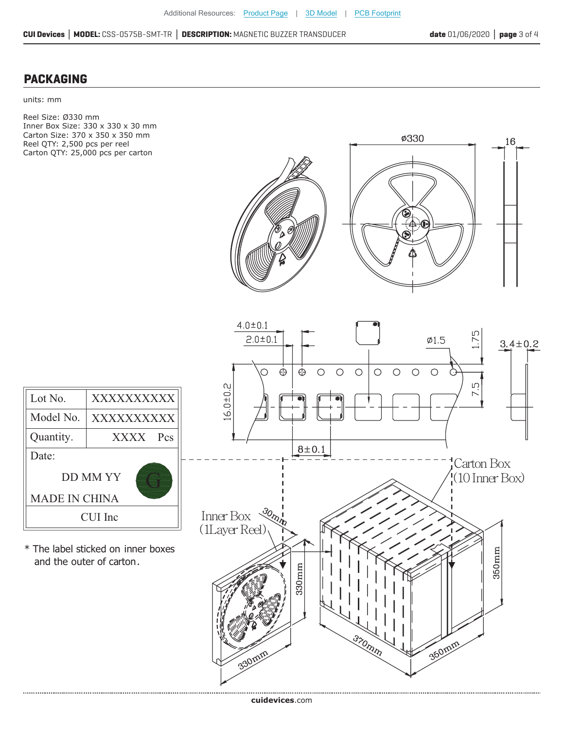## PACKAGING

units: mm

Reel Size: Ø330 mm
Inner Box Size: 330 x 330 x 30 mm
Carton Size: 370 x 350 x 350 mm
Reel QTY: 2,500 pcs per reel
Carton QTY: 25,000 pcs per carton

| Lot No. | XXXXXXXXXX |
|---|---|
| Model No. | XXXXXXXXXX |
| Quantity. | XXXX Pcs |
| Date: DD MM YY | G |
| MADE IN CHINA | |
| CUI Inc | |

\* The label sticked on inner boxes and the outer of carton.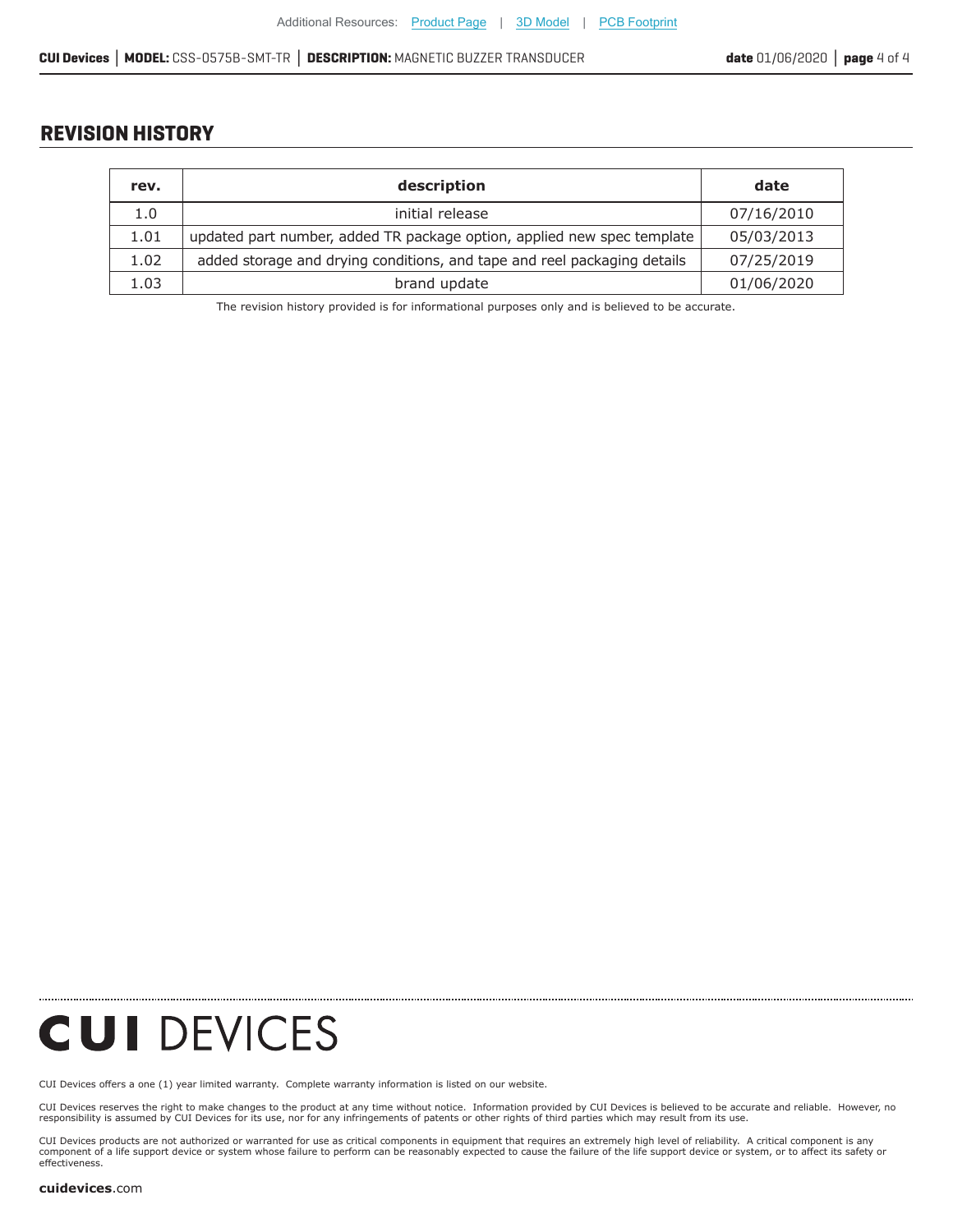## REVISION HISTORY

| rev. | description | date |
| --- | --- | --- |
| 1.0 | initial release | 07/16/2010 |
| 1.01 | updated part number, added TR package option, applied new spec template | 05/03/2013 |
| 1.02 | added storage and drying conditions, and tape and reel packaging details | 07/25/2019 |
| 1.03 | brand update | 01/06/2020 |

The revision history provided is for informational purposes only and is believed to be accurate.

CUI DEVICES

CUI Devices offers a one (1) year limited warranty. Complete warranty information is listed on our website.

CUI Devices reserves the right to make changes to the product at any time without notice. Information provided by CUI Devices is believed to be accurate and reliable. However, no responsibility is assumed by CUI Devices for its use, nor for any infringements of patents or other rights of third parties which may result from its use.

CUI Devices products are not authorized or warranted for use as critical components in equipment that requires an extremely high level of reliability. A critical component is any component of a life support device or system whose failure to perform can be reasonably expected to cause the failure of the life support device or system, or to affect its safety or effectiveness.

**cuidevices**.com